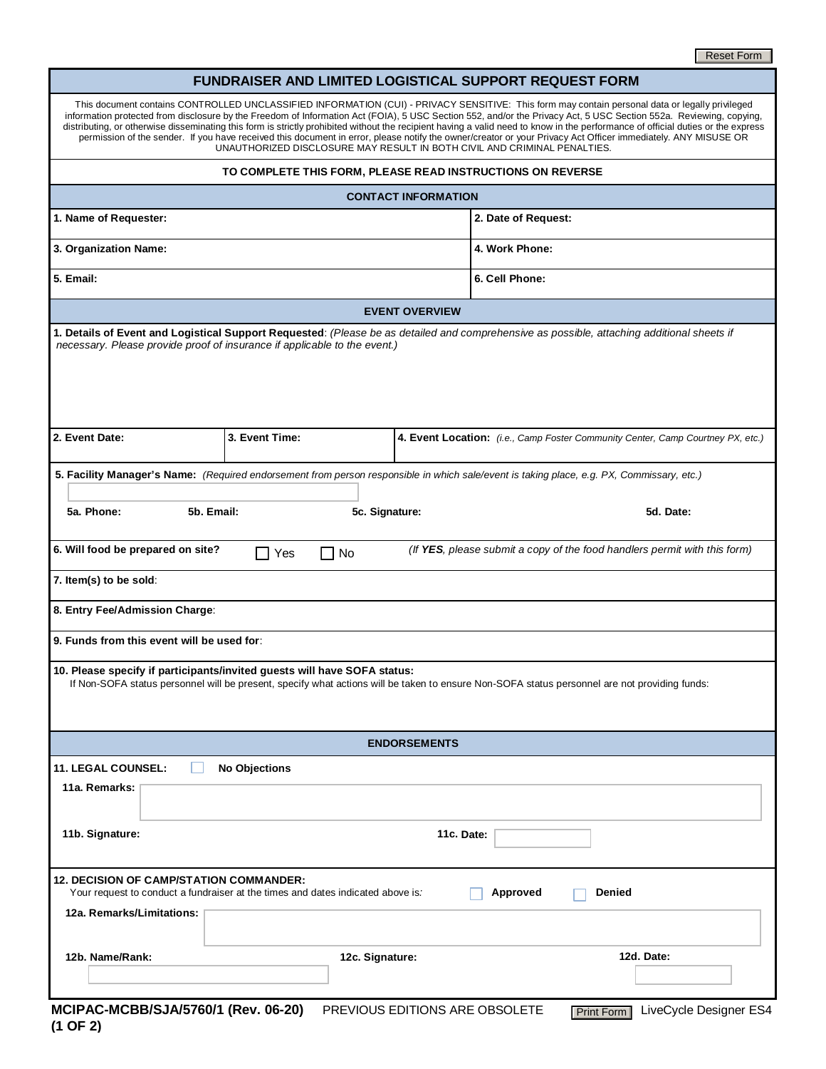# FUNDRAISER AND LIMITED LOGISTICAL SUPPORT REQUEST FORM

This document contains CONTROLLED UNCLASSIFIED INFORMATION (CUI) - PRIVACY SENSITIVE: This form may contain personal data or legally privileged information protected from disclosure by the Freedom of Information Act (FOIA), 5 USC Section 552, and/or the Privacy Act, 5 USC Section 552a. Reviewing, copying, distributing, or otherwise disseminating this form is strictly prohibited without the recipient having a valid need to know in the performance of official duties or the express permission of the sender. If you have received this document in error, please notify the owner/creator or your Privacy Act Officer immediately. ANY MISUSE OR UNAUTHORIZED DISCLOSURE MAY RESULT IN BOTH CIVIL AND CRIMINAL PENALTIES.

**TO COMPLETE THIS FORM, PLEASE READ INSTRUCTIONS ON REVERSE**

## CONTACT INFORMATION

| | |
|---|---|
| **1. Name of Requester:** | **2. Date of Request:** |
| **3. Organization Name:** | **4. Work Phone:** |
| **5. Email:** | **6. Cell Phone:** |

## EVENT OVERVIEW

**1. Details of Event and Logistical Support Requested**: *(Please be as detailed and comprehensive as possible, attaching additional sheets if necessary. Please provide proof of insurance if applicable to the event.)*

| | | |
|---|---|---|
| **2. Event Date:** | **3. Event Time:** | **4. Event Location:** *(i.e., Camp Foster Community Center, Camp Courtney PX, etc.)* |

**5. Facility Manager's Name:** *(Required endorsement from person responsible in which sale/event is taking place, e.g. PX, Commissary, etc.)*

**5a. Phone:** **5b. Email:** **5c. Signature:** **5d. Date:**

**6. Will food be prepared on site?** ☐ Yes ☐ No *(If **YES**, please submit a copy of the food handlers permit with this form)*

**7. Item(s) to be sold**:

**8. Entry Fee/Admission Charge**:

**9. Funds from this event will be used for**:

**10. Please specify if participants/invited guests will have SOFA status:**
If Non-SOFA status personnel will be present, specify what actions will be taken to ensure Non-SOFA status personnel are not providing funds:

## ENDORSEMENTS

**11. LEGAL COUNSEL:** ☐ **No Objections**

**11a. Remarks:**

**11b. Signature:** **11c. Date:**

**12. DECISION OF CAMP/STATION COMMANDER:**
Your request to conduct a fundraiser at the times and dates indicated above is: ☐ **Approved** ☐ **Denied**

**12a. Remarks/Limitations:**

**12b. Name/Rank:** **12c. Signature:** **12d. Date:**

**MCIPAC-MCBB/SJA/5760/1 (Rev. 06-20)** PREVIOUS EDITIONS ARE OBSOLETE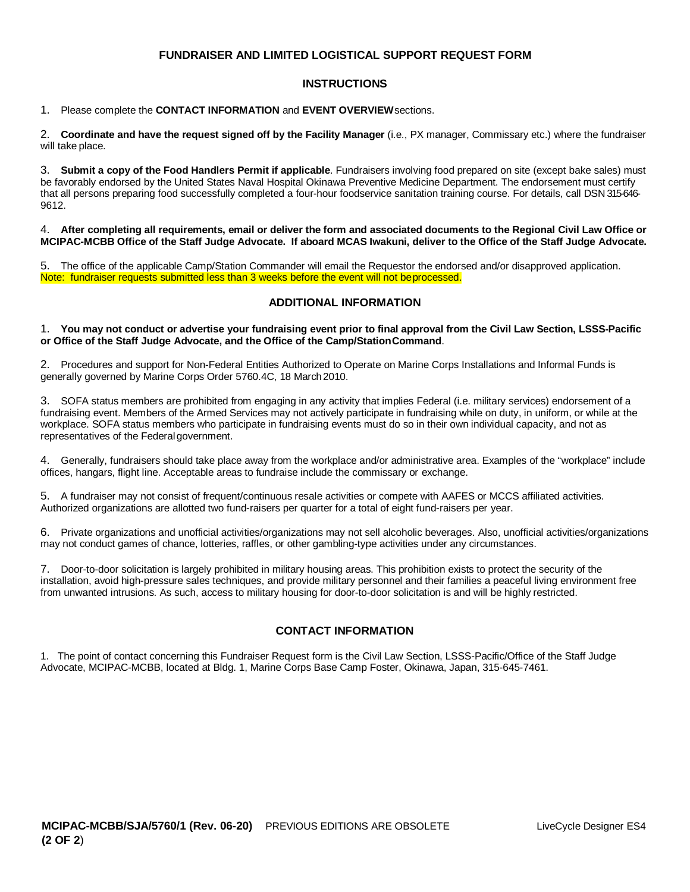## FUNDRAISER AND LIMITED LOGISTICAL SUPPORT REQUEST FORM

### INSTRUCTIONS

1. Please complete the **CONTACT INFORMATION** and **EVENT OVERVIEW** sections.

2. **Coordinate and have the request signed off by the Facility Manager** (i.e., PX manager, Commissary etc.) where the fundraiser will take place.

3. **Submit a copy of the Food Handlers Permit if applicable**. Fundraisers involving food prepared on site (except bake sales) must be favorably endorsed by the United States Naval Hospital Okinawa Preventive Medicine Department. The endorsement must certify that all persons preparing food successfully completed a four-hour foodservice sanitation training course. For details, call DSN 315-646-9612.

4. **After completing all requirements, email or deliver the form and associated documents to the Regional Civil Law Office or MCIPAC-MCBB Office of the Staff Judge Advocate. If aboard MCAS Iwakuni, deliver to the Office of the Staff Judge Advocate.**

5. The office of the applicable Camp/Station Commander will email the Requestor the endorsed and/or disapproved application.
Note: fundraiser requests submitted less than 3 weeks before the event will not be processed.

### ADDITIONAL INFORMATION

1. **You may not conduct or advertise your fundraising event prior to final approval from the Civil Law Section, LSSS-Pacific or Office of the Staff Judge Advocate, and the Office of the Camp/Station Command**.

2. Procedures and support for Non-Federal Entities Authorized to Operate on Marine Corps Installations and Informal Funds is generally governed by Marine Corps Order 5760.4C, 18 March 2010.

3. SOFA status members are prohibited from engaging in any activity that implies Federal (i.e. military services) endorsement of a fundraising event. Members of the Armed Services may not actively participate in fundraising while on duty, in uniform, or while at the workplace. SOFA status members who participate in fundraising events must do so in their own individual capacity, and not as representatives of the Federal government.

4. Generally, fundraisers should take place away from the workplace and/or administrative area. Examples of the "workplace" include offices, hangars, flight line. Acceptable areas to fundraise include the commissary or exchange.

5. A fundraiser may not consist of frequent/continuous resale activities or compete with AAFES or MCCS affiliated activities. Authorized organizations are allotted two fund-raisers per quarter for a total of eight fund-raisers per year.

6. Private organizations and unofficial activities/organizations may not sell alcoholic beverages. Also, unofficial activities/organizations may not conduct games of chance, lotteries, raffles, or other gambling-type activities under any circumstances.

7. Door-to-door solicitation is largely prohibited in military housing areas. This prohibition exists to protect the security of the installation, avoid high-pressure sales techniques, and provide military personnel and their families a peaceful living environment free from unwanted intrusions. As such, access to military housing for door-to-door solicitation is and will be highly restricted.

### CONTACT INFORMATION

1. The point of contact concerning this Fundraiser Request form is the Civil Law Section, LSSS-Pacific/Office of the Staff Judge Advocate, MCIPAC-MCBB, located at Bldg. 1, Marine Corps Base Camp Foster, Okinawa, Japan, 315-645-7461.

**MCIPAC-MCBB/SJA/5760/1 (Rev. 06-20)** PREVIOUS EDITIONS ARE OBSOLETE LiveCycle Designer ES4